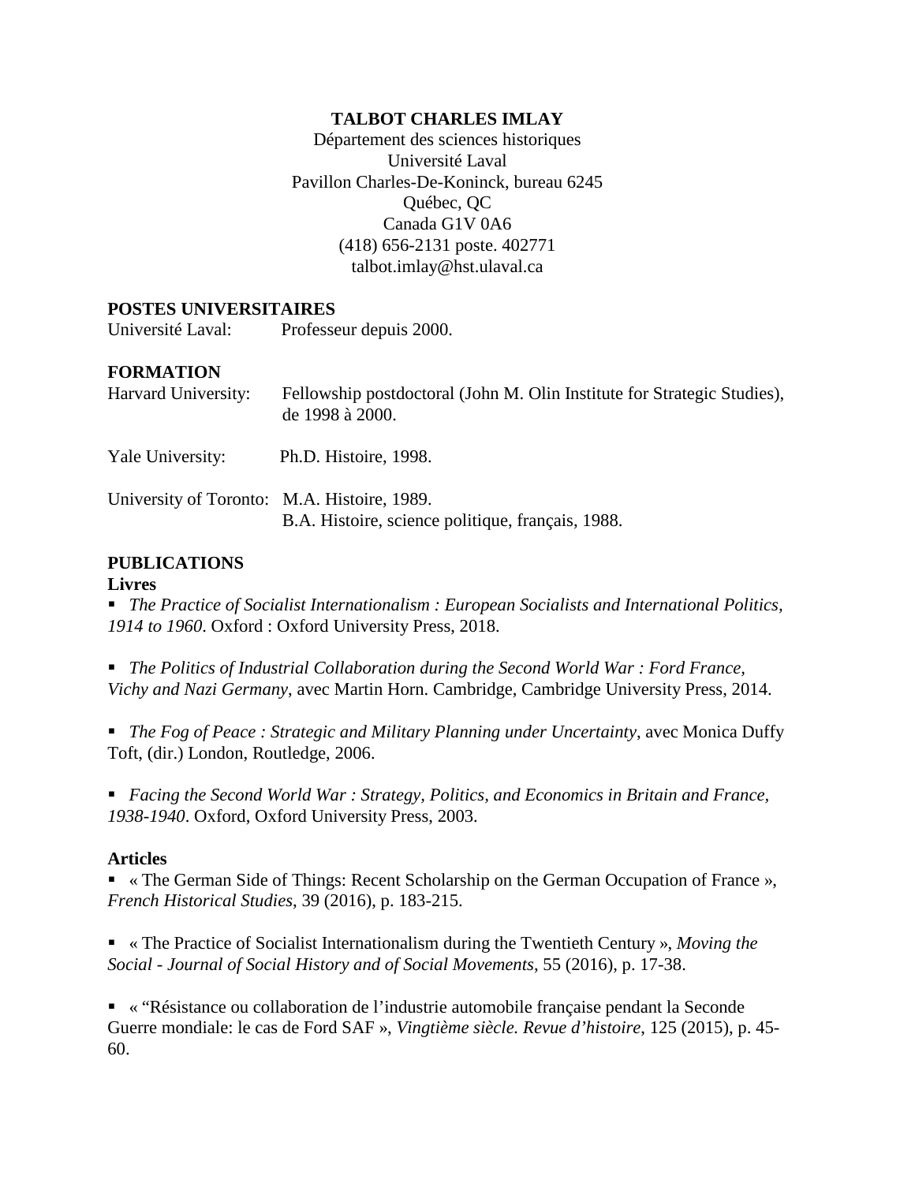**TALBOT CHARLES IMLAY**

Département des sciences historiques
Université Laval
Pavillon Charles-De-Koninck, bureau 6245
Québec, QC
Canada G1V 0A6
(418) 656-2131 poste. 402771
talbot.imlay@hst.ulaval.ca

## POSTES UNIVERSITAIRES

Université Laval: Professeur depuis 2000.

## FORMATION

Harvard University: Fellowship postdoctoral (John M. Olin Institute for Strategic Studies), de 1998 à 2000.

Yale University: Ph.D. Histoire, 1998.

University of Toronto: M.A. Histoire, 1989.
B.A. Histoire, science politique, français, 1988.

## PUBLICATIONS

### Livres

- *The Practice of Socialist Internationalism : European Socialists and International Politics, 1914 to 1960*. Oxford : Oxford University Press, 2018.

- *The Politics of Industrial Collaboration during the Second World War : Ford France, Vichy and Nazi Germany*, avec Martin Horn. Cambridge, Cambridge University Press, 2014.

- *The Fog of Peace : Strategic and Military Planning under Uncertainty*, avec Monica Duffy Toft, (dir.) London, Routledge, 2006.

- *Facing the Second World War : Strategy, Politics, and Economics in Britain and France, 1938-1940*. Oxford, Oxford University Press, 2003.

### Articles

- « The German Side of Things: Recent Scholarship on the German Occupation of France », *French Historical Studies*, 39 (2016), p. 183-215.

- « The Practice of Socialist Internationalism during the Twentieth Century », *Moving the Social - Journal of Social History and of Social Movements*, 55 (2016), p. 17-38.

- « "Résistance ou collaboration de l'industrie automobile française pendant la Seconde Guerre mondiale: le cas de Ford SAF », *Vingtième siècle. Revue d'histoire*, 125 (2015), p. 45-60.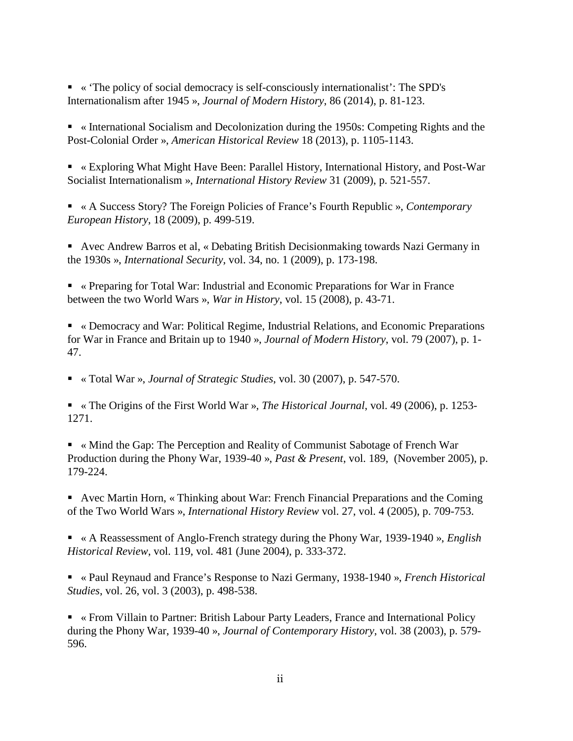- « ‘The policy of social democracy is self-consciously internationalist’: The SPD's Internationalism after 1945 », *Journal of Modern History*, 86 (2014), p. 81-123.

- « International Socialism and Decolonization during the 1950s: Competing Rights and the Post-Colonial Order », *American Historical Review* 18 (2013), p. 1105-1143.

- « Exploring What Might Have Been: Parallel History, International History, and Post-War Socialist Internationalism », *International History Review* 31 (2009), p. 521-557.

- « A Success Story? The Foreign Policies of France’s Fourth Republic », *Contemporary European History*, 18 (2009), p. 499-519.

- Avec Andrew Barros et al, « Debating British Decisionmaking towards Nazi Germany in the 1930s », *International Security*, vol. 34, no. 1 (2009), p. 173-198.

- « Preparing for Total War: Industrial and Economic Preparations for War in France between the two World Wars », *War in History*, vol. 15 (2008), p. 43-71.

- « Democracy and War: Political Regime, Industrial Relations, and Economic Preparations for War in France and Britain up to 1940 », *Journal of Modern History*, vol. 79 (2007), p. 1-47.

- « Total War », *Journal of Strategic Studies*, vol. 30 (2007), p. 547-570.

- « The Origins of the First World War », *The Historical Journal*, vol. 49 (2006), p. 1253-1271.

- « Mind the Gap: The Perception and Reality of Communist Sabotage of French War Production during the Phony War, 1939-40 », *Past & Present*, vol. 189, (November 2005), p. 179-224.

- Avec Martin Horn, « Thinking about War: French Financial Preparations and the Coming of the Two World Wars », *International History Review* vol. 27, vol. 4 (2005), p. 709-753.

- « A Reassessment of Anglo-French strategy during the Phony War, 1939-1940 », *English Historical Review*, vol. 119, vol. 481 (June 2004), p. 333-372.

- « Paul Reynaud and France’s Response to Nazi Germany, 1938-1940 », *French Historical Studies*, vol. 26, vol. 3 (2003), p. 498-538.

- « From Villain to Partner: British Labour Party Leaders, France and International Policy during the Phony War, 1939-40 », *Journal of Contemporary History*, vol. 38 (2003), p. 579-596.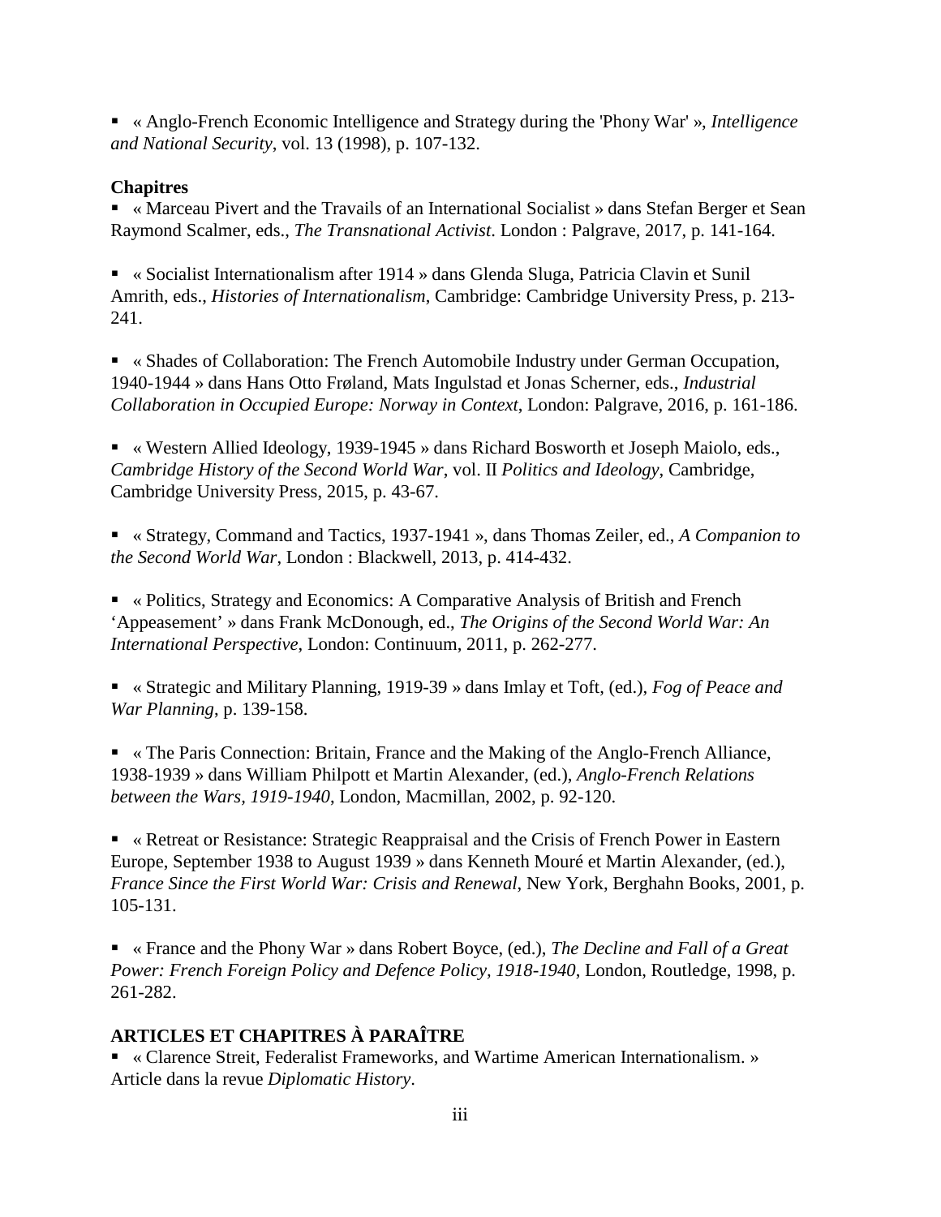- « Anglo-French Economic Intelligence and Strategy during the 'Phony War' », *Intelligence and National Security*, vol. 13 (1998), p. 107-132.

**Chapitres**

- « Marceau Pivert and the Travails of an International Socialist » dans Stefan Berger et Sean Raymond Scalmer, eds., *The Transnational Activist*. London : Palgrave, 2017, p. 141-164.

- « Socialist Internationalism after 1914 » dans Glenda Sluga, Patricia Clavin et Sunil Amrith, eds., *Histories of Internationalism*, Cambridge: Cambridge University Press, p. 213-241.

- « Shades of Collaboration: The French Automobile Industry under German Occupation, 1940-1944 » dans Hans Otto Frøland, Mats Ingulstad et Jonas Scherner, eds., *Industrial Collaboration in Occupied Europe: Norway in Context*, London: Palgrave, 2016, p. 161-186.

- « Western Allied Ideology, 1939-1945 » dans Richard Bosworth et Joseph Maiolo, eds., *Cambridge History of the Second World War*, vol. II *Politics and Ideology*, Cambridge, Cambridge University Press, 2015, p. 43-67.

- « Strategy, Command and Tactics, 1937-1941 », dans Thomas Zeiler, ed., *A Companion to the Second World War*, London : Blackwell, 2013, p. 414-432.

- « Politics, Strategy and Economics: A Comparative Analysis of British and French 'Appeasement' » dans Frank McDonough, ed., *The Origins of the Second World War: An International Perspective*, London: Continuum, 2011, p. 262-277.

- « Strategic and Military Planning, 1919-39 » dans Imlay et Toft, (ed.), *Fog of Peace and War Planning*, p. 139-158.

- « The Paris Connection: Britain, France and the Making of the Anglo-French Alliance, 1938-1939 » dans William Philpott et Martin Alexander, (ed.), *Anglo-French Relations between the Wars, 1919-1940*, London, Macmillan, 2002, p. 92-120.

- « Retreat or Resistance: Strategic Reappraisal and the Crisis of French Power in Eastern Europe, September 1938 to August 1939 » dans Kenneth Mouré et Martin Alexander, (ed.), *France Since the First World War: Crisis and Renewal*, New York, Berghahn Books, 2001, p. 105-131.

- « France and the Phony War » dans Robert Boyce, (ed.), *The Decline and Fall of a Great Power: French Foreign Policy and Defence Policy, 1918-1940*, London, Routledge, 1998, p. 261-282.

**ARTICLES ET CHAPITRES À PARAÎTRE**

- « Clarence Streit, Federalist Frameworks, and Wartime American Internationalism. » Article dans la revue *Diplomatic History*.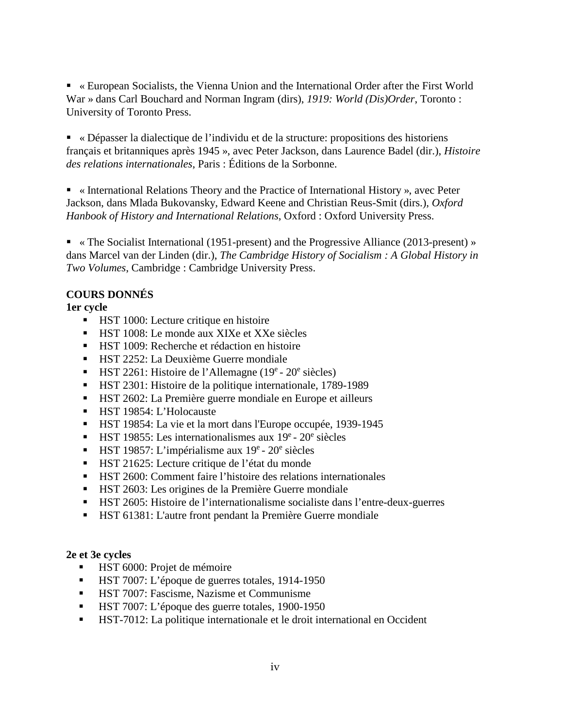- « European Socialists, the Vienna Union and the International Order after the First World War » dans Carl Bouchard and Norman Ingram (dirs), *1919: World (Dis)Order*, Toronto : University of Toronto Press.

- « Dépasser la dialectique de l'individu et de la structure: propositions des historiens français et britanniques après 1945 », avec Peter Jackson, dans Laurence Badel (dir.), *Histoire des relations internationales*, Paris : Éditions de la Sorbonne.

- « International Relations Theory and the Practice of International History », avec Peter Jackson, dans Mlada Bukovansky, Edward Keene and Christian Reus-Smit (dirs.), *Oxford Hanbook of History and International Relations*, Oxford : Oxford University Press.

- « The Socialist International (1951-present) and the Progressive Alliance (2013-present) » dans Marcel van der Linden (dir.), *The Cambridge History of Socialism : A Global History in Two Volumes*, Cambridge : Cambridge University Press.

**COURS DONNÉS**

**1er cycle**

- HST 1000: Lecture critique en histoire
- HST 1008: Le monde aux XIXe et XXe siècles
- HST 1009: Recherche et rédaction en histoire
- HST 2252: La Deuxième Guerre mondiale
- HST 2261: Histoire de l'Allemagne (19e - 20e siècles)
- HST 2301: Histoire de la politique internationale, 1789-1989
- HST 2602: La Première guerre mondiale en Europe et ailleurs
- HST 19854: L'Holocauste
- HST 19854: La vie et la mort dans l'Europe occupée, 1939-1945
- HST 19855: Les internationalismes aux 19e - 20e siècles
- HST 19857: L'impérialisme aux 19e - 20e siècles
- HST 21625: Lecture critique de l'état du monde
- HST 2600: Comment faire l'histoire des relations internationales
- HST 2603: Les origines de la Première Guerre mondiale
- HST 2605: Histoire de l'internationalisme socialiste dans l'entre-deux-guerres
- HST 61381: L'autre front pendant la Première Guerre mondiale

**2e et 3e cycles**

- HST 6000: Projet de mémoire
- HST 7007: L'époque de guerres totales, 1914-1950
- HST 7007: Fascisme, Nazisme et Communisme
- HST 7007: L'époque des guerre totales, 1900-1950
- HST-7012: La politique internationale et le droit international en Occident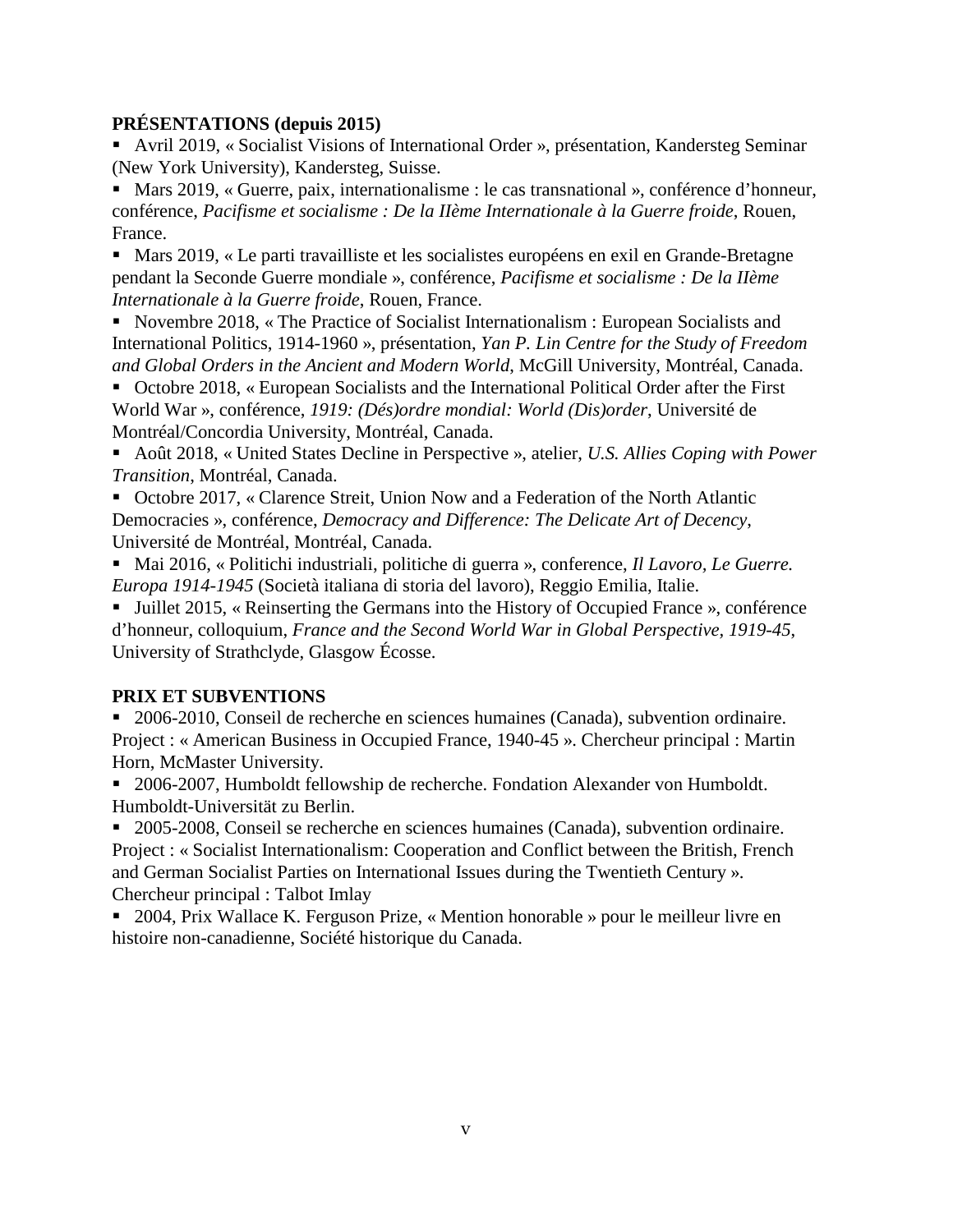**PRÉSENTATIONS (depuis 2015)**

- Avril 2019, « Socialist Visions of International Order », présentation, Kandersteg Seminar (New York University), Kandersteg, Suisse.
- Mars 2019, « Guerre, paix, internationalisme : le cas transnational », conférence d'honneur, conférence, *Pacifisme et socialisme : De la IIème Internationale à la Guerre froide*, Rouen, France.
- Mars 2019, « Le parti travailliste et les socialistes européens en exil en Grande-Bretagne pendant la Seconde Guerre mondiale », conférence, *Pacifisme et socialisme : De la IIème Internationale à la Guerre froide*, Rouen, France.
- Novembre 2018, « The Practice of Socialist Internationalism : European Socialists and International Politics, 1914-1960 », présentation, *Yan P. Lin Centre for the Study of Freedom and Global Orders in the Ancient and Modern World*, McGill University, Montréal, Canada.
- Octobre 2018, « European Socialists and the International Political Order after the First World War », conférence, *1919: (Dés)ordre mondial: World (Dis)order*, Université de Montréal/Concordia University, Montréal, Canada.
- Août 2018, « United States Decline in Perspective », atelier, *U.S. Allies Coping with Power Transition*, Montréal, Canada.
- Octobre 2017, « Clarence Streit, Union Now and a Federation of the North Atlantic Democracies », conférence, *Democracy and Difference: The Delicate Art of Decency*, Université de Montréal, Montréal, Canada.
- Mai 2016, « Politichi industriali, politiche di guerra », conference, *Il Lavoro, Le Guerre. Europa 1914-1945* (Società italiana di storia del lavoro), Reggio Emilia, Italie.
- Juillet 2015, « Reinserting the Germans into the History of Occupied France », conférence d'honneur, colloquium, *France and the Second World War in Global Perspective, 1919-45*, University of Strathclyde, Glasgow Écosse.

**PRIX ET SUBVENTIONS**

- 2006-2010, Conseil de recherche en sciences humaines (Canada), subvention ordinaire. Project : « American Business in Occupied France, 1940-45 ». Chercheur principal : Martin Horn, McMaster University.
- 2006-2007, Humboldt fellowship de recherche. Fondation Alexander von Humboldt. Humboldt-Universität zu Berlin.
- 2005-2008, Conseil se recherche en sciences humaines (Canada), subvention ordinaire. Project : « Socialist Internationalism: Cooperation and Conflict between the British, French and German Socialist Parties on International Issues during the Twentieth Century ». Chercheur principal : Talbot Imlay
- 2004, Prix Wallace K. Ferguson Prize, « Mention honorable » pour le meilleur livre en histoire non-canadienne, Société historique du Canada.